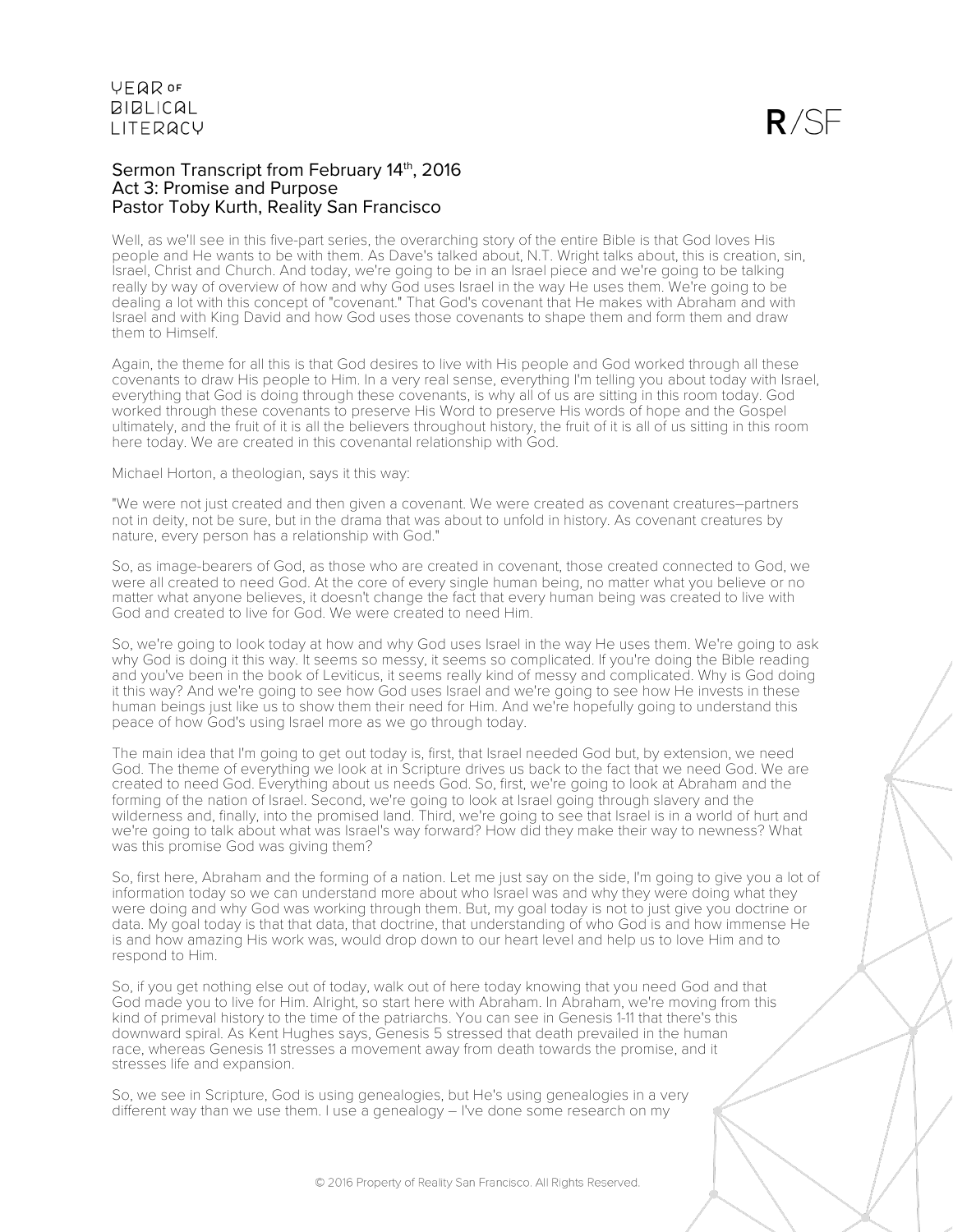# Sermon Transcript from February 14th, 2016
## Act 3: Promise and Purpose
### Pastor Toby Kurth, Reality San Francisco

Well, as we'll see in this five-part series, the overarching story of the entire Bible is that God loves His people and He wants to be with them. As Dave's talked about, N.T. Wright talks about, this is creation, sin, Israel, Christ and Church. And today, we're going to be in an Israel piece and we're going to be talking really by way of overview of how and why God uses Israel in the way He uses them. We're going to be dealing a lot with this concept of "covenant." That God's covenant that He makes with Abraham and with Israel and with King David and how God uses those covenants to shape them and form them and draw them to Himself.

Again, the theme for all this is that God desires to live with His people and God worked through all these covenants to draw His people to Him. In a very real sense, everything I'm telling you about today with Israel, everything that God is doing through these covenants, is why all of us are sitting in this room today. God worked through these covenants to preserve His Word to preserve His words of hope and the Gospel ultimately, and the fruit of it is all the believers throughout history, the fruit of it is all of us sitting in this room here today. We are created in this covenantal relationship with God.

Michael Horton, a theologian, says it this way:

"We were not just created and then given a covenant. We were created as covenant creatures–partners not in deity, not be sure, but in the drama that was about to unfold in history. As covenant creatures by nature, every person has a relationship with God."

So, as image-bearers of God, as those who are created in covenant, those created connected to God, we were all created to need God. At the core of every single human being, no matter what you believe or no matter what anyone believes, it doesn't change the fact that every human being was created to live with God and created to live for God. We were created to need Him.

So, we're going to look today at how and why God uses Israel in the way He uses them. We're going to ask why God is doing it this way. It seems so messy, it seems so complicated. If you're doing the Bible reading and you've been in the book of Leviticus, it seems really kind of messy and complicated. Why is God doing it this way? And we're going to see how God uses Israel and we're going to see how He invests in these human beings just like us to show them their need for Him. And we're hopefully going to understand this peace of how God's using Israel more as we go through today.

The main idea that I'm going to get out today is, first, that Israel needed God but, by extension, we need God. The theme of everything we look at in Scripture drives us back to the fact that we need God. We are created to need God. Everything about us needs God. So, first, we're going to look at Abraham and the forming of the nation of Israel. Second, we're going to look at Israel going through slavery and the wilderness and, finally, into the promised land. Third, we're going to see that Israel is in a world of hurt and we're going to talk about what was Israel's way forward? How did they make their way to newness? What was this promise God was giving them?

So, first here, Abraham and the forming of a nation. Let me just say on the side, I'm going to give you a lot of information today so we can understand more about who Israel was and why they were doing what they were doing and why God was working through them. But, my goal today is not to just give you doctrine or data. My goal today is that that data, that doctrine, that understanding of who God is and how immense He is and how amazing His work was, would drop down to our heart level and help us to love Him and to respond to Him.

So, if you get nothing else out of today, walk out of here today knowing that you need God and that God made you to live for Him. Alright, so start here with Abraham. In Abraham, we're moving from this kind of primeval history to the time of the patriarchs. You can see in Genesis 1-11 that there's this downward spiral. As Kent Hughes says, Genesis 5 stressed that death prevailed in the human race, whereas Genesis 11 stresses a movement away from death towards the promise, and it stresses life and expansion.

So, we see in Scripture, God is using genealogies, but He's using genealogies in a very different way than we use them. I use a genealogy – I've done some research on my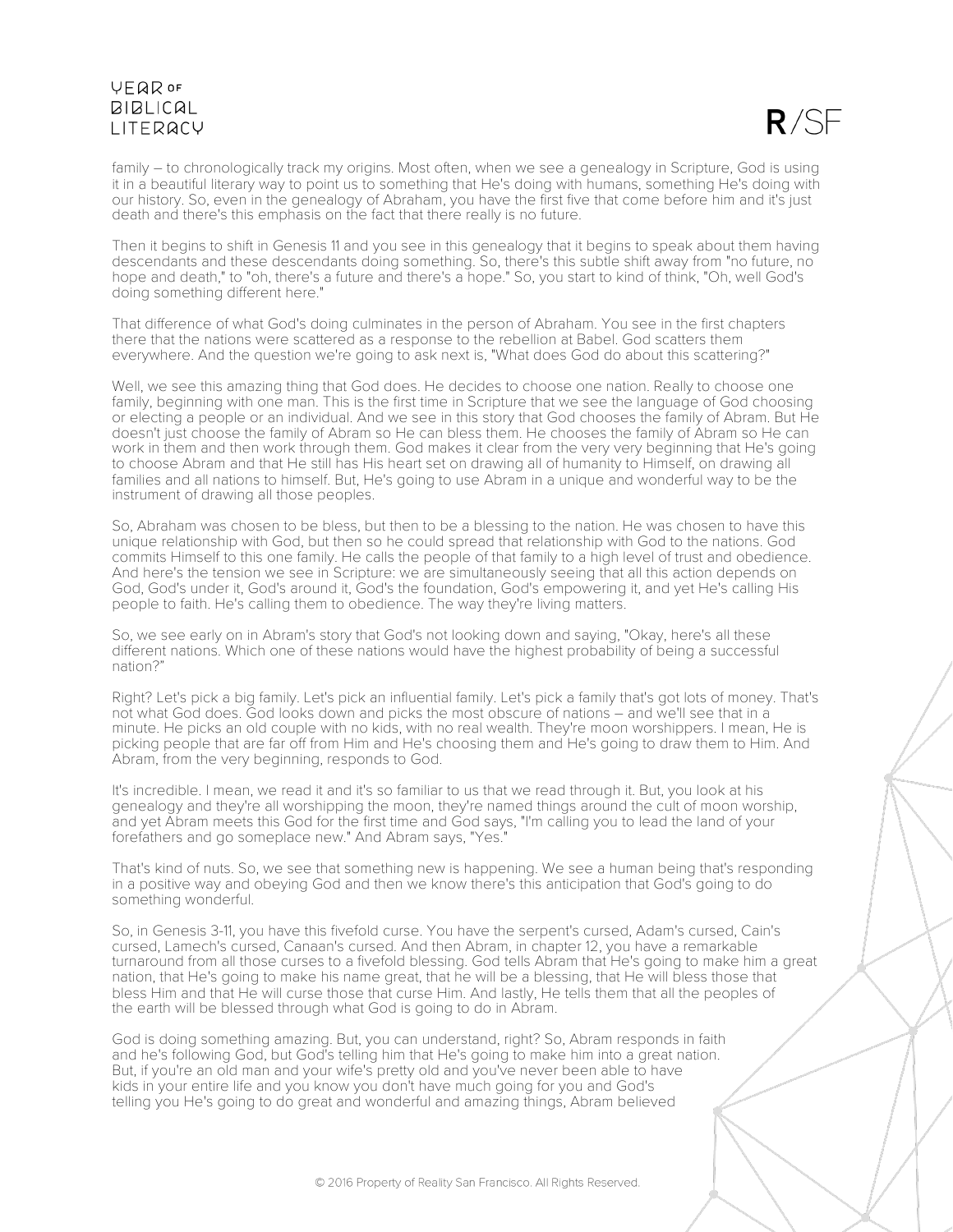family – to chronologically track my origins. Most often, when we see a genealogy in Scripture, God is using it in a beautiful literary way to point us to something that He's doing with humans, something He's doing with our history. So, even in the genealogy of Abraham, you have the first five that come before him and it's just death and there's this emphasis on the fact that there really is no future.

Then it begins to shift in Genesis 11 and you see in this genealogy that it begins to speak about them having descendants and these descendants doing something. So, there's this subtle shift away from "no future, no hope and death," to "oh, there's a future and there's a hope." So, you start to kind of think, "Oh, well God's doing something different here."

That difference of what God's doing culminates in the person of Abraham. You see in the first chapters there that the nations were scattered as a response to the rebellion at Babel. God scatters them everywhere. And the question we're going to ask next is, "What does God do about this scattering?"

Well, we see this amazing thing that God does. He decides to choose one nation. Really to choose one family, beginning with one man. This is the first time in Scripture that we see the language of God choosing or electing a people or an individual. And we see in this story that God chooses the family of Abram. But He doesn't just choose the family of Abram so He can bless them. He chooses the family of Abram so He can work in them and then work through them. God makes it clear from the very very beginning that He's going to choose Abram and that He still has His heart set on drawing all of humanity to Himself, on drawing all families and all nations to himself. But, He's going to use Abram in a unique and wonderful way to be the instrument of drawing all those peoples.

So, Abraham was chosen to be bless, but then to be a blessing to the nation. He was chosen to have this unique relationship with God, but then so he could spread that relationship with God to the nations. God commits Himself to this one family. He calls the people of that family to a high level of trust and obedience. And here's the tension we see in Scripture: we are simultaneously seeing that all this action depends on God, God's under it, God's around it, God's the foundation, God's empowering it, and yet He's calling His people to faith. He's calling them to obedience. The way they're living matters.

So, we see early on in Abram's story that God's not looking down and saying, "Okay, here's all these different nations. Which one of these nations would have the highest probability of being a successful nation?"

Right? Let's pick a big family. Let's pick an influential family. Let's pick a family that's got lots of money. That's not what God does. God looks down and picks the most obscure of nations – and we'll see that in a minute. He picks an old couple with no kids, with no real wealth. They're moon worshippers. I mean, He is picking people that are far off from Him and He's choosing them and He's going to draw them to Him. And Abram, from the very beginning, responds to God.

It's incredible. I mean, we read it and it's so familiar to us that we read through it. But, you look at his genealogy and they're all worshipping the moon, they're named things around the cult of moon worship, and yet Abram meets this God for the first time and God says, "I'm calling you to lead the land of your forefathers and go someplace new." And Abram says, "Yes."

That's kind of nuts. So, we see that something new is happening. We see a human being that's responding in a positive way and obeying God and then we know there's this anticipation that God's going to do something wonderful.

So, in Genesis 3-11, you have this fivefold curse. You have the serpent's cursed, Adam's cursed, Cain's cursed, Lamech's cursed, Canaan's cursed. And then Abram, in chapter 12, you have a remarkable turnaround from all those curses to a fivefold blessing. God tells Abram that He's going to make him a great nation, that He's going to make his name great, that he will be a blessing, that He will bless those that bless Him and that He will curse those that curse Him. And lastly, He tells them that all the peoples of the earth will be blessed through what God is going to do in Abram.

God is doing something amazing. But, you can understand, right? So, Abram responds in faith and he's following God, but God's telling him that He's going to make him into a great nation. But, if you're an old man and your wife's pretty old and you've never been able to have kids in your entire life and you know you don't have much going for you and God's telling you He's going to do great and wonderful and amazing things, Abram believed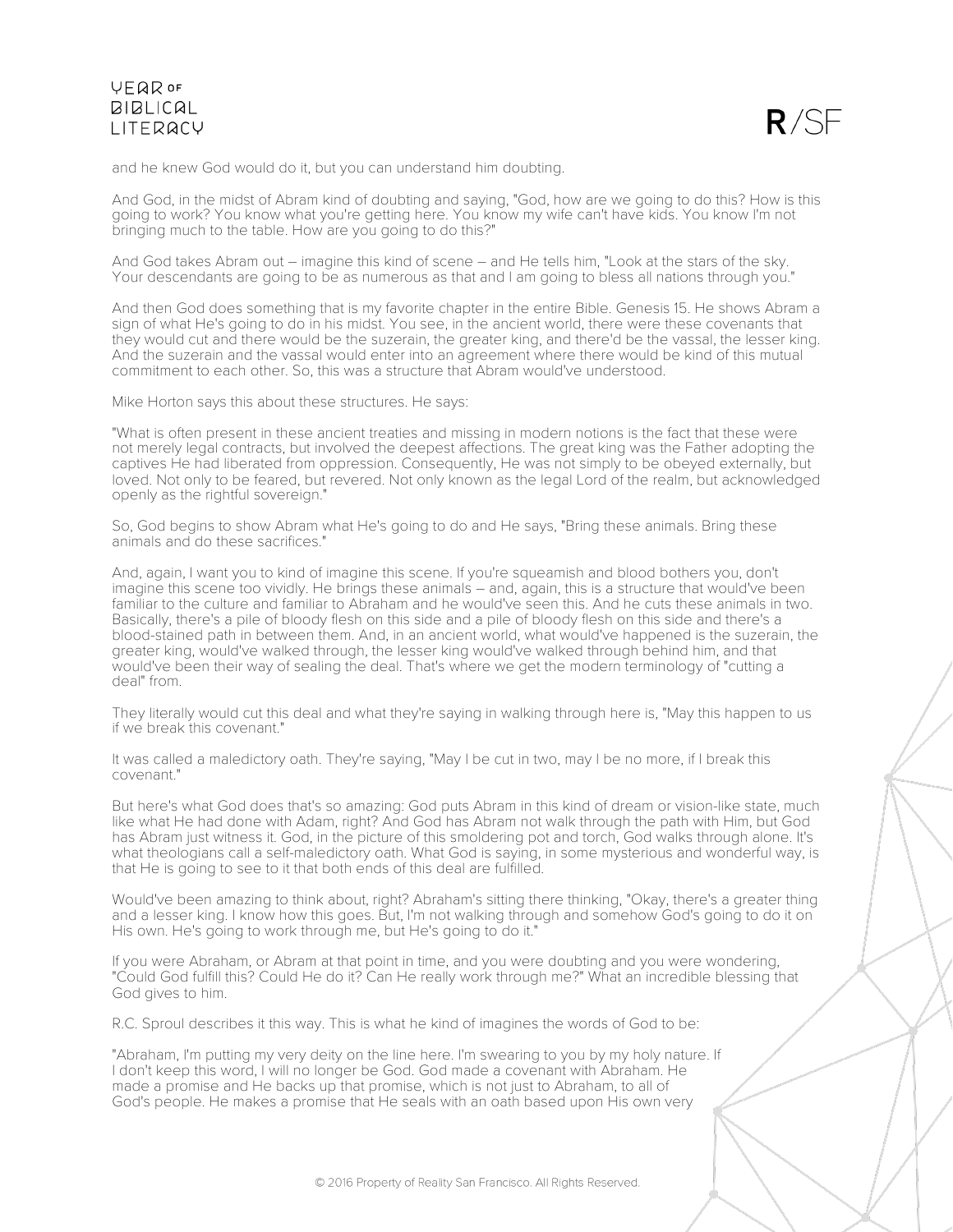and he knew God would do it, but you can understand him doubting.

And God, in the midst of Abram kind of doubting and saying, "God, how are we going to do this? How is this going to work? You know what you're getting here. You know my wife can't have kids. You know I'm not bringing much to the table. How are you going to do this?"

And God takes Abram out – imagine this kind of scene – and He tells him, "Look at the stars of the sky. Your descendants are going to be as numerous as that and I am going to bless all nations through you."

And then God does something that is my favorite chapter in the entire Bible. Genesis 15. He shows Abram a sign of what He's going to do in his midst. You see, in the ancient world, there were these covenants that they would cut and there would be the suzerain, the greater king, and there'd be the vassal, the lesser king. And the suzerain and the vassal would enter into an agreement where there would be kind of this mutual commitment to each other. So, this was a structure that Abram would've understood.

Mike Horton says this about these structures. He says:

"What is often present in these ancient treaties and missing in modern notions is the fact that these were not merely legal contracts, but involved the deepest affections. The great king was the Father adopting the captives He had liberated from oppression. Consequently, He was not simply to be obeyed externally, but loved. Not only to be feared, but revered. Not only known as the legal Lord of the realm, but acknowledged openly as the rightful sovereign."

So, God begins to show Abram what He's going to do and He says, "Bring these animals. Bring these animals and do these sacrifices."

And, again, I want you to kind of imagine this scene. If you're squeamish and blood bothers you, don't imagine this scene too vividly. He brings these animals – and, again, this is a structure that would've been familiar to the culture and familiar to Abraham and he would've seen this. And he cuts these animals in two. Basically, there's a pile of bloody flesh on this side and a pile of bloody flesh on this side and there's a blood-stained path in between them. And, in an ancient world, what would've happened is the suzerain, the greater king, would've walked through, the lesser king would've walked through behind him, and that would've been their way of sealing the deal. That's where we get the modern terminology of "cutting a deal" from.

They literally would cut this deal and what they're saying in walking through here is, "May this happen to us if we break this covenant."

It was called a maledictory oath. They're saying, "May I be cut in two, may I be no more, if I break this covenant."

But here's what God does that's so amazing: God puts Abram in this kind of dream or vision-like state, much like what He had done with Adam, right? And God has Abram not walk through the path with Him, but God has Abram just witness it. God, in the picture of this smoldering pot and torch, God walks through alone. It's what theologians call a self-maledictory oath. What God is saying, in some mysterious and wonderful way, is that He is going to see to it that both ends of this deal are fulfilled.

Would've been amazing to think about, right? Abraham's sitting there thinking, "Okay, there's a greater thing and a lesser king. I know how this goes. But, I'm not walking through and somehow God's going to do it on His own. He's going to work through me, but He's going to do it."

If you were Abraham, or Abram at that point in time, and you were doubting and you were wondering, "Could God fulfill this? Could He do it? Can He really work through me?" What an incredible blessing that God gives to him.

R.C. Sproul describes it this way. This is what he kind of imagines the words of God to be:

"Abraham, I'm putting my very deity on the line here. I'm swearing to you by my holy nature. If I don't keep this word, I will no longer be God. God made a covenant with Abraham. He made a promise and He backs up that promise, which is not just to Abraham, to all of God's people. He makes a promise that He seals with an oath based upon His own very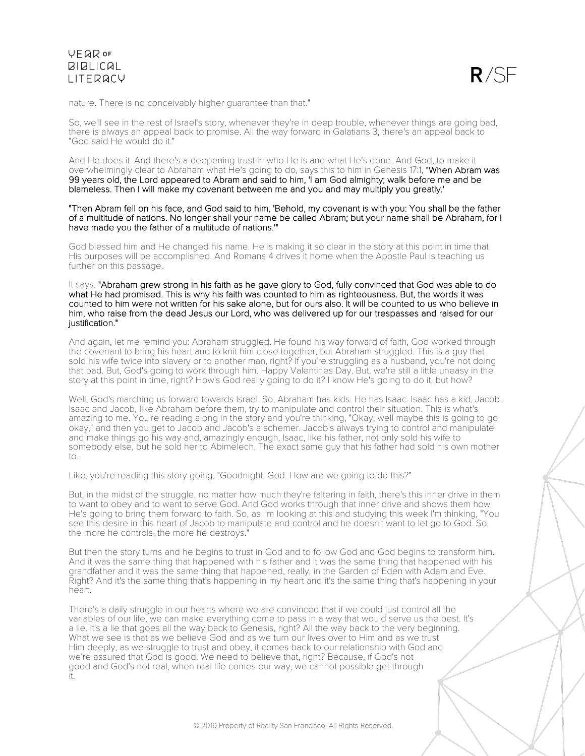nature. There is no conceivably higher guarantee than that."

So, we'll see in the rest of Israel's story, whenever they're in deep trouble, whenever things are going bad, there is always an appeal back to promise. All the way forward in Galatians 3, there's an appeal back to "God said He would do it."

And He does it. And there's a deepening trust in who He is and what He's done. And God, to make it overwhelmingly clear to Abraham what He's going to do, says this to him in Genesis 17:1, **"When Abram was 99 years old, the Lord appeared to Abram and said to him, 'I am God almighty; walk before me and be blameless. Then I will make my covenant between me and you and may multiply you greatly.'**

**"Then Abram fell on his face, and God said to him, 'Behold, my covenant is with you: You shall be the father of a multitude of nations. No longer shall your name be called Abram; but your name shall be Abraham, for I have made you the father of a multitude of nations.'"**

God blessed him and He changed his name. He is making it so clear in the story at this point in time that His purposes will be accomplished. And Romans 4 drives it home when the Apostle Paul is teaching us further on this passage.

It says, **"Abraham grew strong in his faith as he gave glory to God, fully convinced that God was able to do what He had promised. This is why his faith was counted to him as righteousness. But, the words it was counted to him were not written for his sake alone, but for ours also. It will be counted to us who believe in him, who raise from the dead Jesus our Lord, who was delivered up for our trespasses and raised for our justification."**

And again, let me remind you: Abraham struggled. He found his way forward of faith, God worked through the covenant to bring his heart and to knit him close together, but Abraham struggled. This is a guy that sold his wife twice into slavery or to another man, right? If you're struggling as a husband, you're not doing that bad. But, God's going to work through him. Happy Valentines Day. But, we're still a little uneasy in the story at this point in time, right? How's God really going to do it? I know He's going to do it, but how?

Well, God's marching us forward towards Israel. So, Abraham has kids. He has Isaac. Isaac has a kid, Jacob. Isaac and Jacob, like Abraham before them, try to manipulate and control their situation. This is what's amazing to me. You're reading along in the story and you're thinking, "Okay, well maybe this is going to go okay," and then you get to Jacob and Jacob's a schemer. Jacob's always trying to control and manipulate and make things go his way and, amazingly enough, Isaac, like his father, not only sold his wife to somebody else, but he sold her to Abimelech. The exact same guy that his father had sold his own mother to.

Like, you're reading this story going, "Goodnight, God. How are we going to do this?"

But, in the midst of the struggle, no matter how much they're faltering in faith, there's this inner drive in them to want to obey and to want to serve God. And God works through that inner drive and shows them how He's going to bring them forward to faith. So, as I'm looking at this and studying this week I'm thinking, "You see this desire in this heart of Jacob to manipulate and control and he doesn't want to let go to God. So, the more he controls, the more he destroys."

But then the story turns and he begins to trust in God and to follow God and God begins to transform him. And it was the same thing that happened with his father and it was the same thing that happened with his grandfather and it was the same thing that happened, really, in the Garden of Eden with Adam and Eve. Right? And it's the same thing that's happening in my heart and it's the same thing that's happening in your heart.

There's a daily struggle in our hearts where we are convinced that if we could just control all the variables of our life, we can make everything come to pass in a way that would serve us the best. It's a lie. It's a lie that goes all the way back to Genesis, right? All the way back to the very beginning. What we see is that as we believe God and as we turn our lives over to Him and as we trust Him deeply, as we struggle to trust and obey, it comes back to our relationship with God and we're assured that God is good. We need to believe that, right? Because, if God's not good and God's not real, when real life comes our way, we cannot possible get through it.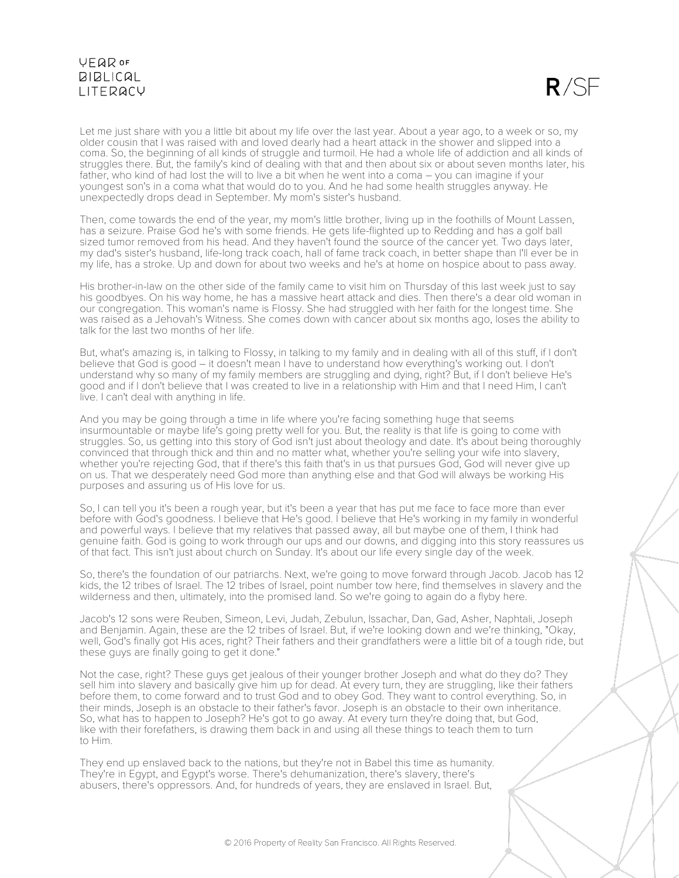Let me just share with you a little bit about my life over the last year. About a year ago, to a week or so, my older cousin that I was raised with and loved dearly had a heart attack in the shower and slipped into a coma. So, the beginning of all kinds of struggle and turmoil. He had a whole life of addiction and all kinds of struggles there. But, the family's kind of dealing with that and then about six or about seven months later, his father, who kind of had lost the will to live a bit when he went into a coma – you can imagine if your youngest son's in a coma what that would do to you. And he had some health struggles anyway. He unexpectedly drops dead in September. My mom's sister's husband.

Then, come towards the end of the year, my mom's little brother, living up in the foothills of Mount Lassen, has a seizure. Praise God he's with some friends. He gets life-flighted up to Redding and has a golf ball sized tumor removed from his head. And they haven't found the source of the cancer yet. Two days later, my dad's sister's husband, life-long track coach, hall of fame track coach, in better shape than I'll ever be in my life, has a stroke. Up and down for about two weeks and he's at home on hospice about to pass away.

His brother-in-law on the other side of the family came to visit him on Thursday of this last week just to say his goodbyes. On his way home, he has a massive heart attack and dies. Then there's a dear old woman in our congregation. This woman's name is Flossy. She had struggled with her faith for the longest time. She was raised as a Jehovah's Witness. She comes down with cancer about six months ago, loses the ability to talk for the last two months of her life.

But, what's amazing is, in talking to Flossy, in talking to my family and in dealing with all of this stuff, if I don't believe that God is good – it doesn't mean I have to understand how everything's working out. I don't understand why so many of my family members are struggling and dying, right? But, if I don't believe He's good and if I don't believe that I was created to live in a relationship with Him and that I need Him, I can't live. I can't deal with anything in life.

And you may be going through a time in life where you're facing something huge that seems insurmountable or maybe life's going pretty well for you. But, the reality is that life is going to come with struggles. So, us getting into this story of God isn't just about theology and date. It's about being thoroughly convinced that through thick and thin and no matter what, whether you're selling your wife into slavery, whether you're rejecting God, that if there's this faith that's in us that pursues God, God will never give up on us. That we desperately need God more than anything else and that God will always be working His purposes and assuring us of His love for us.

So, I can tell you it's been a rough year, but it's been a year that has put me face to face more than ever before with God's goodness. I believe that He's good. I believe that He's working in my family in wonderful and powerful ways. I believe that my relatives that passed away, all but maybe one of them, I think had genuine faith. God is going to work through our ups and our downs, and digging into this story reassures us of that fact. This isn't just about church on Sunday. It's about our life every single day of the week.

So, there's the foundation of our patriarchs. Next, we're going to move forward through Jacob. Jacob has 12 kids, the 12 tribes of Israel. The 12 tribes of Israel, point number tow here, find themselves in slavery and the wilderness and then, ultimately, into the promised land. So we're going to again do a flyby here.

Jacob's 12 sons were Reuben, Simeon, Levi, Judah, Zebulun, Issachar, Dan, Gad, Asher, Naphtali, Joseph and Benjamin. Again, these are the 12 tribes of Israel. But, if we're looking down and we're thinking, "Okay, well, God's finally got His aces, right? Their fathers and their grandfathers were a little bit of a tough ride, but these guys are finally going to get it done."

Not the case, right? These guys get jealous of their younger brother Joseph and what do they do? They sell him into slavery and basically give him up for dead. At every turn, they are struggling, like their fathers before them, to come forward and to trust God and to obey God. They want to control everything. So, in their minds, Joseph is an obstacle to their father's favor. Joseph is an obstacle to their own inheritance. So, what has to happen to Joseph? He's got to go away. At every turn they're doing that, but God, like with their forefathers, is drawing them back in and using all these things to teach them to turn to Him.

They end up enslaved back to the nations, but they're not in Babel this time as humanity. They're in Egypt, and Egypt's worse. There's dehumanization, there's slavery, there's abusers, there's oppressors. And, for hundreds of years, they are enslaved in Israel. But,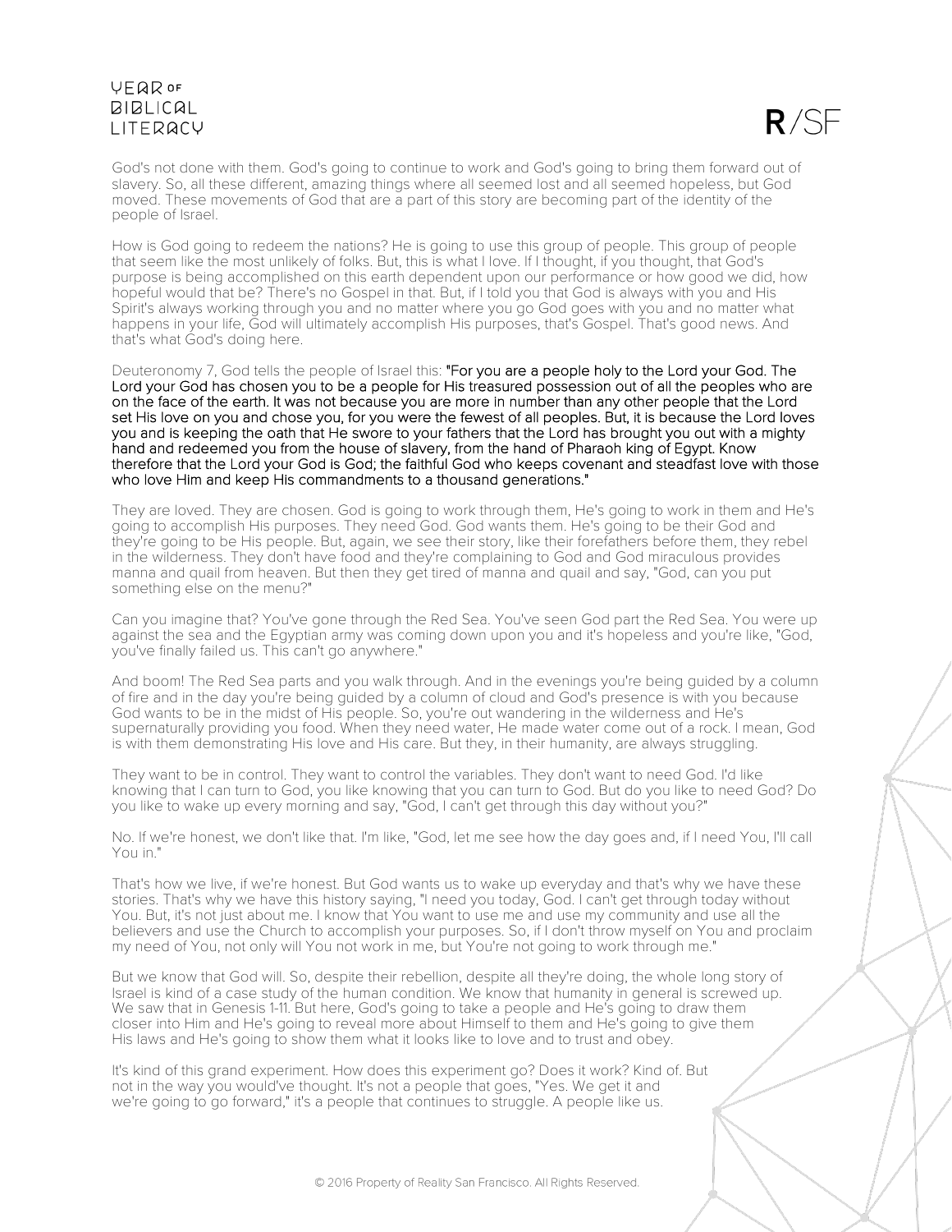God's not done with them. God's going to continue to work and God's going to bring them forward out of slavery. So, all these different, amazing things where all seemed lost and all seemed hopeless, but God moved. These movements of God that are a part of this story are becoming part of the identity of the people of Israel.

How is God going to redeem the nations? He is going to use this group of people. This group of people that seem like the most unlikely of folks. But, this is what I love. If I thought, if you thought, that God's purpose is being accomplished on this earth dependent upon our performance or how good we did, how hopeful would that be? There's no Gospel in that. But, if I told you that God is always with you and His Spirit's always working through you and no matter where you go God goes with you and no matter what happens in your life, God will ultimately accomplish His purposes, that's Gospel. That's good news. And that's what God's doing here.

Deuteronomy 7, God tells the people of Israel this: **"For you are a people holy to the Lord your God. The Lord your God has chosen you to be a people for His treasured possession out of all the peoples who are on the face of the earth. It was not because you are more in number than any other people that the Lord set His love on you and chose you, for you were the fewest of all peoples. But, it is because the Lord loves you and is keeping the oath that He swore to your fathers that the Lord has brought you out with a mighty hand and redeemed you from the house of slavery, from the hand of Pharaoh king of Egypt. Know therefore that the Lord your God is God; the faithful God who keeps covenant and steadfast love with those who love Him and keep His commandments to a thousand generations."**

They are loved. They are chosen. God is going to work through them, He's going to work in them and He's going to accomplish His purposes. They need God. God wants them. He's going to be their God and they're going to be His people. But, again, we see their story, like their forefathers before them, they rebel in the wilderness. They don't have food and they're complaining to God and God miraculous provides manna and quail from heaven. But then they get tired of manna and quail and say, "God, can you put something else on the menu?"

Can you imagine that? You've gone through the Red Sea. You've seen God part the Red Sea. You were up against the sea and the Egyptian army was coming down upon you and it's hopeless and you're like, "God, you've finally failed us. This can't go anywhere."

And boom! The Red Sea parts and you walk through. And in the evenings you're being guided by a column of fire and in the day you're being guided by a column of cloud and God's presence is with you because God wants to be in the midst of His people. So, you're out wandering in the wilderness and He's supernaturally providing you food. When they need water, He made water come out of a rock. I mean, God is with them demonstrating His love and His care. But they, in their humanity, are always struggling.

They want to be in control. They want to control the variables. They don't want to need God. I'd like knowing that I can turn to God, you like knowing that you can turn to God. But do you like to need God? Do you like to wake up every morning and say, "God, I can't get through this day without you?"

No. If we're honest, we don't like that. I'm like, "God, let me see how the day goes and, if I need You, I'll call You in."

That's how we live, if we're honest. But God wants us to wake up everyday and that's why we have these stories. That's why we have this history saying, "I need you today, God. I can't get through today without You. But, it's not just about me. I know that You want to use me and use my community and use all the believers and use the Church to accomplish your purposes. So, if I don't throw myself on You and proclaim my need of You, not only will You not work in me, but You're not going to work through me."

But we know that God will. So, despite their rebellion, despite all they're doing, the whole long story of Israel is kind of a case study of the human condition. We know that humanity in general is screwed up. We saw that in Genesis 1-11. But here, God's going to take a people and He's going to draw them closer into Him and He's going to reveal more about Himself to them and He's going to give them His laws and He's going to show them what it looks like to love and to trust and obey.

It's kind of this grand experiment. How does this experiment go? Does it work? Kind of. But not in the way you would've thought. It's not a people that goes, "Yes. We get it and we're going to go forward," it's a people that continues to struggle. A people like us.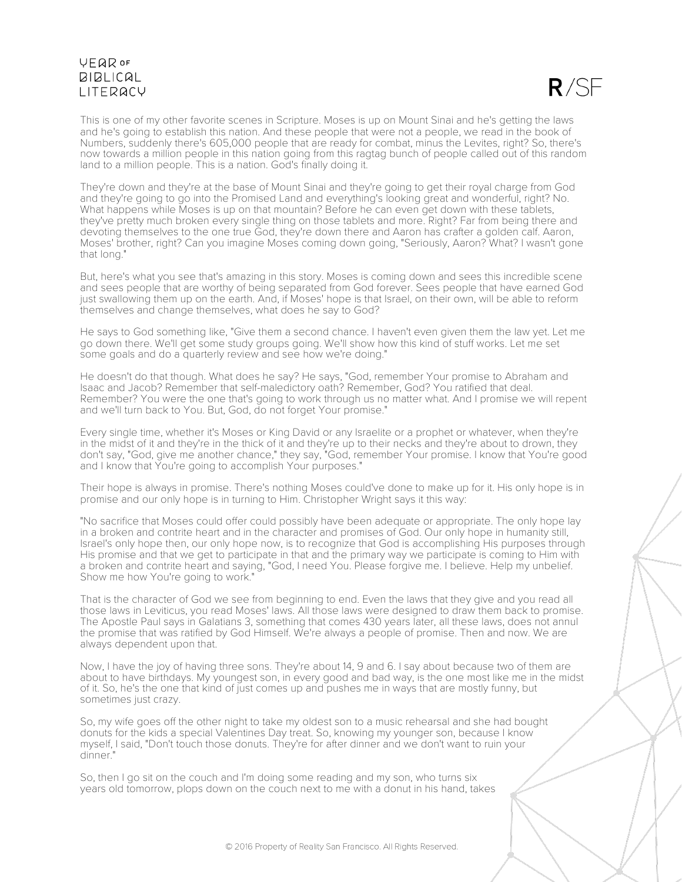This is one of my other favorite scenes in Scripture. Moses is up on Mount Sinai and he's getting the laws and he's going to establish this nation. And these people that were not a people, we read in the book of Numbers, suddenly there's 605,000 people that are ready for combat, minus the Levites, right? So, there's now towards a million people in this nation going from this ragtag bunch of people called out of this random land to a million people. This is a nation. God's finally doing it.

They're down and they're at the base of Mount Sinai and they're going to get their royal charge from God and they're going to go into the Promised Land and everything's looking great and wonderful, right? No. What happens while Moses is up on that mountain? Before he can even get down with these tablets, they've pretty much broken every single thing on those tablets and more. Right? Far from being there and devoting themselves to the one true God, they're down there and Aaron has crafter a golden calf. Aaron, Moses' brother, right? Can you imagine Moses coming down going, "Seriously, Aaron? What? I wasn't gone that long."

But, here's what you see that's amazing in this story. Moses is coming down and sees this incredible scene and sees people that are worthy of being separated from God forever. Sees people that have earned God just swallowing them up on the earth. And, if Moses' hope is that Israel, on their own, will be able to reform themselves and change themselves, what does he say to God?

He says to God something like, "Give them a second chance. I haven't even given them the law yet. Let me go down there. We'll get some study groups going. We'll show how this kind of stuff works. Let me set some goals and do a quarterly review and see how we're doing."

He doesn't do that though. What does he say? He says, "God, remember Your promise to Abraham and Isaac and Jacob? Remember that self-maledictory oath? Remember, God? You ratified that deal. Remember? You were the one that's going to work through us no matter what. And I promise we will repent and we'll turn back to You. But, God, do not forget Your promise."

Every single time, whether it's Moses or King David or any Israelite or a prophet or whatever, when they're in the midst of it and they're in the thick of it and they're up to their necks and they're about to drown, they don't say, "God, give me another chance," they say, "God, remember Your promise. I know that You're good and I know that You're going to accomplish Your purposes."

Their hope is always in promise. There's nothing Moses could've done to make up for it. His only hope is in promise and our only hope is in turning to Him. Christopher Wright says it this way:

"No sacrifice that Moses could offer could possibly have been adequate or appropriate. The only hope lay in a broken and contrite heart and in the character and promises of God. Our only hope in humanity still, Israel's only hope then, our only hope now, is to recognize that God is accomplishing His purposes through His promise and that we get to participate in that and the primary way we participate is coming to Him with a broken and contrite heart and saying, "God, I need You. Please forgive me. I believe. Help my unbelief. Show me how You're going to work."

That is the character of God we see from beginning to end. Even the laws that they give and you read all those laws in Leviticus, you read Moses' laws. All those laws were designed to draw them back to promise. The Apostle Paul says in Galatians 3, something that comes 430 years later, all these laws, does not annul the promise that was ratified by God Himself. We're always a people of promise. Then and now. We are always dependent upon that.

Now, I have the joy of having three sons. They're about 14, 9 and 6. I say about because two of them are about to have birthdays. My youngest son, in every good and bad way, is the one most like me in the midst of it. So, he's the one that kind of just comes up and pushes me in ways that are mostly funny, but sometimes just crazy.

So, my wife goes off the other night to take my oldest son to a music rehearsal and she had bought donuts for the kids a special Valentines Day treat. So, knowing my younger son, because I know myself, I said, "Don't touch those donuts. They're for after dinner and we don't want to ruin your dinner."

So, then I go sit on the couch and I'm doing some reading and my son, who turns six years old tomorrow, plops down on the couch next to me with a donut in his hand, takes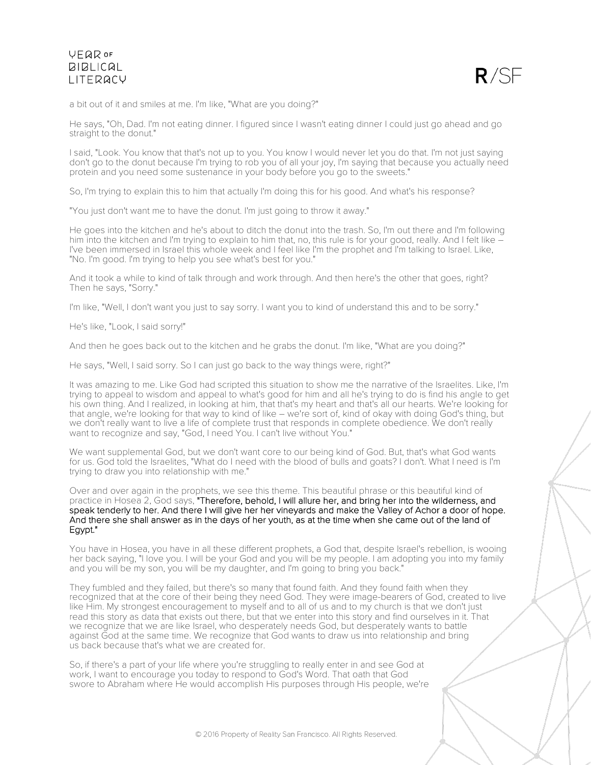a bit out of it and smiles at me. I'm like, "What are you doing?"

He says, "Oh, Dad. I'm not eating dinner. I figured since I wasn't eating dinner I could just go ahead and go straight to the donut."

I said, "Look. You know that that's not up to you. You know I would never let you do that. I'm not just saying don't go to the donut because I'm trying to rob you of all your joy, I'm saying that because you actually need protein and you need some sustenance in your body before you go to the sweets."

So, I'm trying to explain this to him that actually I'm doing this for his good. And what's his response?

"You just don't want me to have the donut. I'm just going to throw it away."

He goes into the kitchen and he's about to ditch the donut into the trash. So, I'm out there and I'm following him into the kitchen and I'm trying to explain to him that, no, this rule is for your good, really. And I felt like – I've been immersed in Israel this whole week and I feel like I'm the prophet and I'm talking to Israel. Like, "No. I'm good. I'm trying to help you see what's best for you."

And it took a while to kind of talk through and work through. And then here's the other that goes, right? Then he says, "Sorry."

I'm like, "Well, I don't want you just to say sorry. I want you to kind of understand this and to be sorry."

He's like, "Look, I said sorry!"

And then he goes back out to the kitchen and he grabs the donut. I'm like, "What are you doing?"

He says, "Well, I said sorry. So I can just go back to the way things were, right?"

It was amazing to me. Like God had scripted this situation to show me the narrative of the Israelites. Like, I'm trying to appeal to wisdom and appeal to what's good for him and all he's trying to do is find his angle to get his own thing. And I realized, in looking at him, that that's my heart and that's all our hearts. We're looking for that angle, we're looking for that way to kind of like – we're sort of, kind of okay with doing God's thing, but we don't really want to live a life of complete trust that responds in complete obedience. We don't really want to recognize and say, "God, I need You. I can't live without You."

We want supplemental God, but we don't want core to our being kind of God. But, that's what God wants for us. God told the Israelites, "What do I need with the blood of bulls and goats? I don't. What I need is I'm trying to draw you into relationship with me."

Over and over again in the prophets, we see this theme. This beautiful phrase or this beautiful kind of practice in Hosea 2, God says, "Therefore, behold, I will allure her, and bring her into the wilderness, and speak tenderly to her. And there I will give her her vineyards and make the Valley of Achor a door of hope. And there she shall answer as in the days of her youth, as at the time when she came out of the land of Egypt."

You have in Hosea, you have in all these different prophets, a God that, despite Israel's rebellion, is wooing her back saying, "I love you. I will be your God and you will be my people. I am adopting you into my family and you will be my son, you will be my daughter, and I'm going to bring you back."

They fumbled and they failed, but there's so many that found faith. And they found faith when they recognized that at the core of their being they need God. They were image-bearers of God, created to live like Him. My strongest encouragement to myself and to all of us and to my church is that we don't just read this story as data that exists out there, but that we enter into this story and find ourselves in it. That we recognize that we are like Israel, who desperately needs God, but desperately wants to battle against God at the same time. We recognize that God wants to draw us into relationship and bring us back because that's what we are created for.

So, if there's a part of your life where you're struggling to really enter in and see God at work, I want to encourage you today to respond to God's Word. That oath that God swore to Abraham where He would accomplish His purposes through His people, we're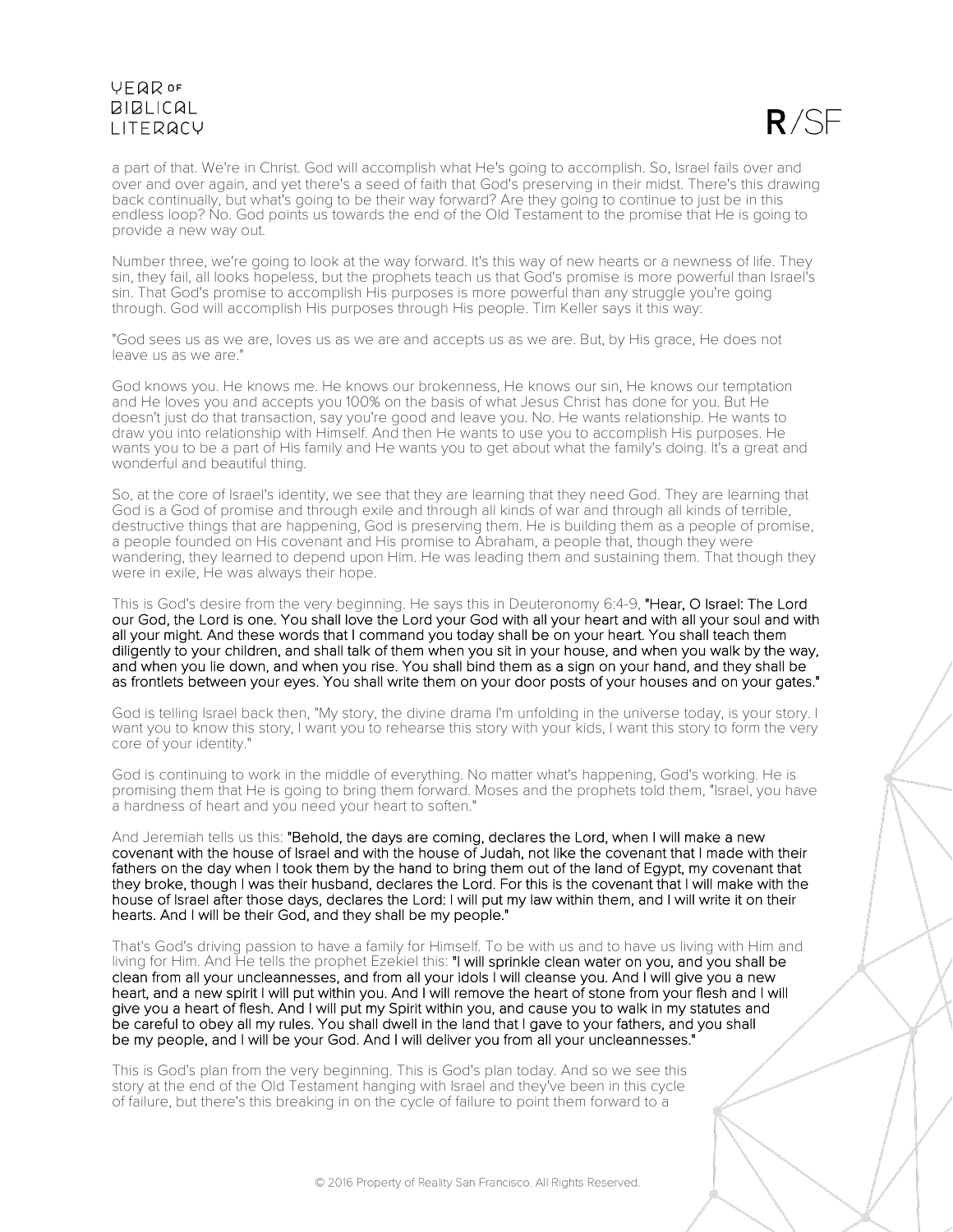a part of that. We're in Christ. God will accomplish what He's going to accomplish. So, Israel fails over and over and over again, and yet there's a seed of faith that God's preserving in their midst. There's this drawing back continually, but what's going to be their way forward? Are they going to continue to just be in this endless loop? No. God points us towards the end of the Old Testament to the promise that He is going to provide a new way out.

Number three, we're going to look at the way forward. It's this way of new hearts or a newness of life. They sin, they fail, all looks hopeless, but the prophets teach us that God's promise is more powerful than Israel's sin. That God's promise to accomplish His purposes is more powerful than any struggle you're going through. God will accomplish His purposes through His people. Tim Keller says it this way:

"God sees us as we are, loves us as we are and accepts us as we are. But, by His grace, He does not leave us as we are."

God knows you. He knows me. He knows our brokenness, He knows our sin, He knows our temptation and He loves you and accepts you 100% on the basis of what Jesus Christ has done for you. But He doesn't just do that transaction, say you're good and leave you. No. He wants relationship. He wants to draw you into relationship with Himself. And then He wants to use you to accomplish His purposes. He wants you to be a part of His family and He wants you to get about what the family's doing. It's a great and wonderful and beautiful thing.

So, at the core of Israel's identity, we see that they are learning that they need God. They are learning that God is a God of promise and through exile and through all kinds of war and through all kinds of terrible, destructive things that are happening, God is preserving them. He is building them as a people of promise, a people founded on His covenant and His promise to Abraham, a people that, though they were wandering, they learned to depend upon Him. He was leading them and sustaining them. That though they were in exile, He was always their hope.

This is God's desire from the very beginning. He says this in Deuteronomy 6:4-9, "Hear, O Israel: The Lord our God, the Lord is one. You shall love the Lord your God with all your heart and with all your soul and with all your might. And these words that I command you today shall be on your heart. You shall teach them diligently to your children, and shall talk of them when you sit in your house, and when you walk by the way, and when you lie down, and when you rise. You shall bind them as a sign on your hand, and they shall be as frontlets between your eyes. You shall write them on your door posts of your houses and on your gates."

God is telling Israel back then, "My story, the divine drama I'm unfolding in the universe today, is your story. I want you to know this story, I want you to rehearse this story with your kids, I want this story to form the very core of your identity."

God is continuing to work in the middle of everything. No matter what's happening, God's working. He is promising them that He is going to bring them forward. Moses and the prophets told them, "Israel, you have a hardness of heart and you need your heart to soften."

And Jeremiah tells us this: "Behold, the days are coming, declares the Lord, when I will make a new covenant with the house of Israel and with the house of Judah, not like the covenant that I made with their fathers on the day when I took them by the hand to bring them out of the land of Egypt, my covenant that they broke, though I was their husband, declares the Lord. For this is the covenant that I will make with the house of Israel after those days, declares the Lord: I will put my law within them, and I will write it on their hearts. And I will be their God, and they shall be my people."

That's God's driving passion to have a family for Himself. To be with us and to have us living with Him and living for Him. And He tells the prophet Ezekiel this: "I will sprinkle clean water on you, and you shall be clean from all your uncleannesses, and from all your idols I will cleanse you. And I will give you a new heart, and a new spirit I will put within you. And I will remove the heart of stone from your flesh and I will give you a heart of flesh. And I will put my Spirit within you, and cause you to walk in my statutes and be careful to obey all my rules. You shall dwell in the land that I gave to your fathers, and you shall be my people, and I will be your God. And I will deliver you from all your uncleannesses."

This is God's plan from the very beginning. This is God's plan today. And so we see this story at the end of the Old Testament hanging with Israel and they've been in this cycle of failure, but there's this breaking in on the cycle of failure to point them forward to a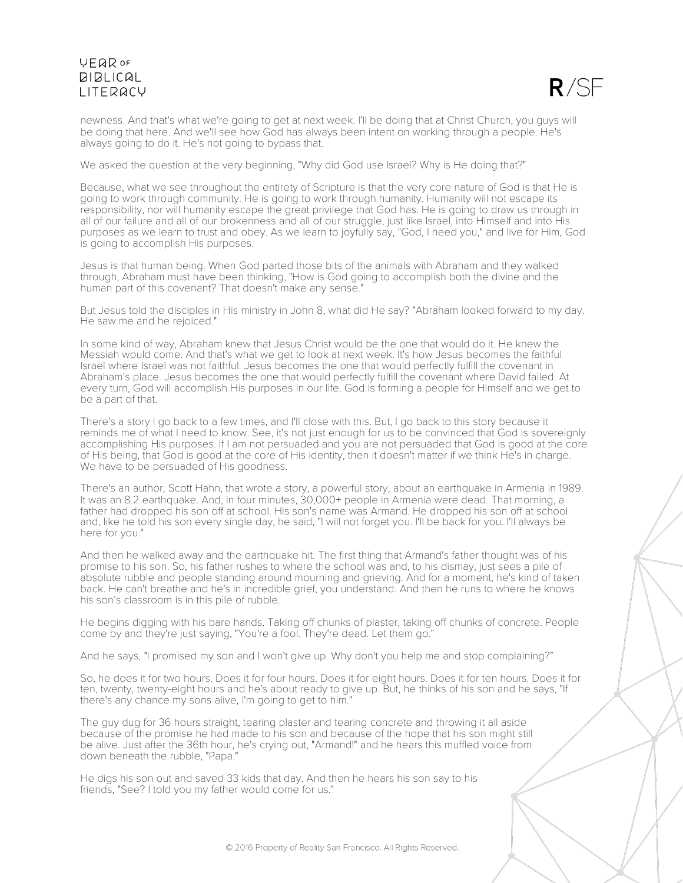newness. And that's what we're going to get at next week. I'll be doing that at Christ Church, you guys will be doing that here. And we'll see how God has always been intent on working through a people. He's always going to do it. He's not going to bypass that.

We asked the question at the very beginning, "Why did God use Israel? Why is He doing that?"

Because, what we see throughout the entirety of Scripture is that the very core nature of God is that He is going to work through community. He is going to work through humanity. Humanity will not escape its responsibility, nor will humanity escape the great privilege that God has. He is going to draw us through in all of our failure and all of our brokenness and all of our struggle, just like Israel, into Himself and into His purposes as we learn to trust and obey. As we learn to joyfully say, "God, I need you," and live for Him, God is going to accomplish His purposes.

Jesus is that human being. When God parted those bits of the animals with Abraham and they walked through, Abraham must have been thinking, "How is God going to accomplish both the divine and the human part of this covenant? That doesn't make any sense."

But Jesus told the disciples in His ministry in John 8, what did He say? "Abraham looked forward to my day. He saw me and he rejoiced."

In some kind of way, Abraham knew that Jesus Christ would be the one that would do it. He knew the Messiah would come. And that's what we get to look at next week. It's how Jesus becomes the faithful Israel where Israel was not faithful. Jesus becomes the one that would perfectly fulfill the covenant in Abraham's place. Jesus becomes the one that would perfectly fulfill the covenant where David failed. At every turn, God will accomplish His purposes in our life. God is forming a people for Himself and we get to be a part of that.

There's a story I go back to a few times, and I'll close with this. But, I go back to this story because it reminds me of what I need to know. See, it's not just enough for us to be convinced that God is sovereignly accomplishing His purposes. If I am not persuaded and you are not persuaded that God is good at the core of His being, that God is good at the core of His identity, then it doesn't matter if we think He's in charge. We have to be persuaded of His goodness.

There's an author, Scott Hahn, that wrote a story, a powerful story, about an earthquake in Armenia in 1989. It was an 8.2 earthquake. And, in four minutes, 30,000+ people in Armenia were dead. That morning, a father had dropped his son off at school. His son's name was Armand. He dropped his son off at school and, like he told his son every single day, he said, "I will not forget you. I'll be back for you. I'll always be here for you."

And then he walked away and the earthquake hit. The first thing that Armand's father thought was of his promise to his son. So, his father rushes to where the school was and, to his dismay, just sees a pile of absolute rubble and people standing around mourning and grieving. And for a moment, he's kind of taken back. He can't breathe and he's in incredible grief, you understand. And then he runs to where he knows his son's classroom is in this pile of rubble.

He begins digging with his bare hands. Taking off chunks of plaster, taking off chunks of concrete. People come by and they're just saying, "You're a fool. They're dead. Let them go."

And he says, "I promised my son and I won't give up. Why don't you help me and stop complaining?"

So, he does it for two hours. Does it for four hours. Does it for eight hours. Does it for ten hours. Does it for ten, twenty, twenty-eight hours and he's about ready to give up. But, he thinks of his son and he says, "If there's any chance my sons alive, I'm going to get to him."

The guy dug for 36 hours straight, tearing plaster and tearing concrete and throwing it all aside because of the promise he had made to his son and because of the hope that his son might still be alive. Just after the 36th hour, he's crying out, "Armand!" and he hears this muffled voice from down beneath the rubble, "Papa."

He digs his son out and saved 33 kids that day. And then he hears his son say to his friends, "See? I told you my father would come for us."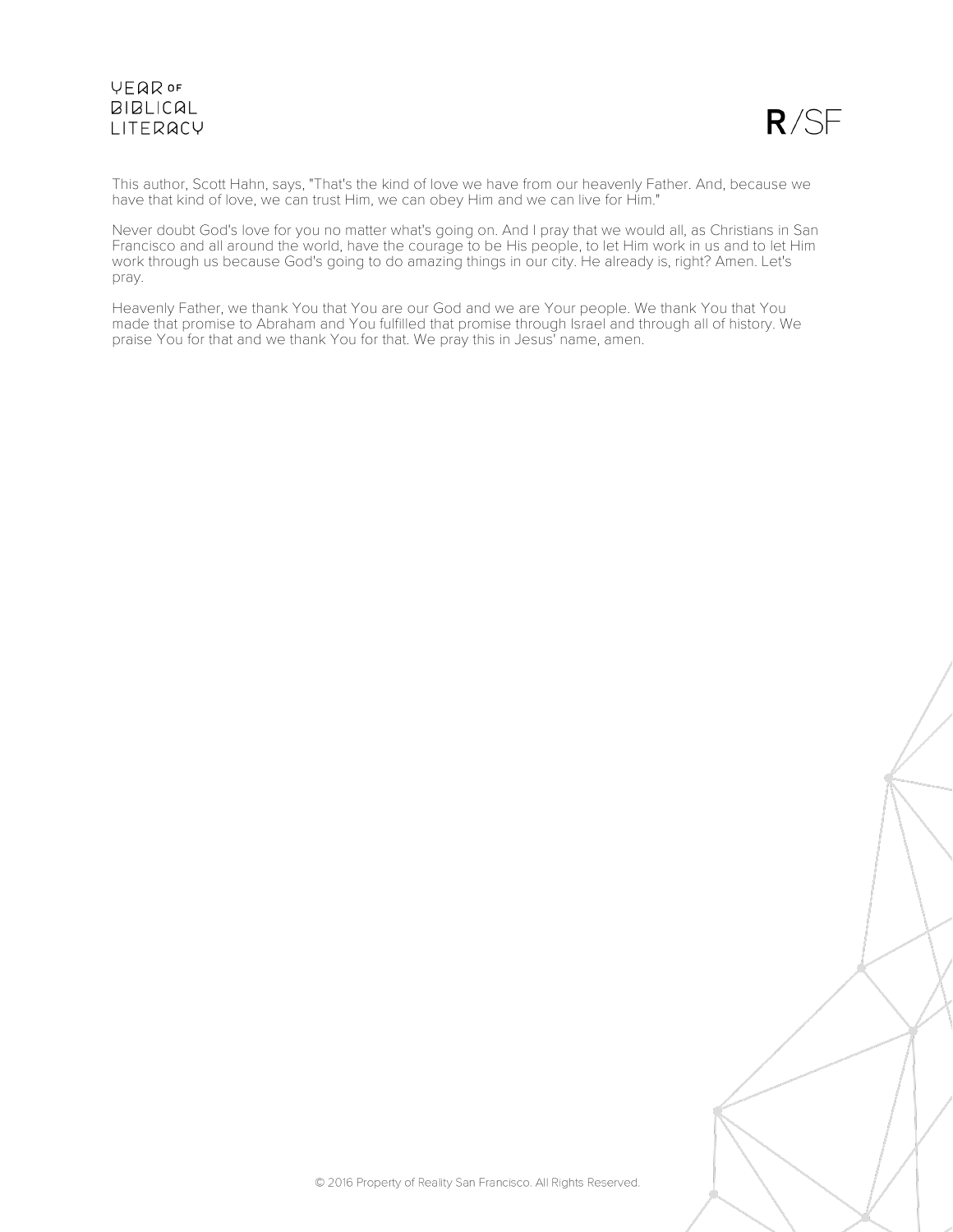This author, Scott Hahn, says, "That's the kind of love we have from our heavenly Father. And, because we have that kind of love, we can trust Him, we can obey Him and we can live for Him."

Never doubt God's love for you no matter what's going on. And I pray that we would all, as Christians in San Francisco and all around the world, have the courage to be His people, to let Him work in us and to let Him work through us because God's going to do amazing things in our city. He already is, right? Amen. Let's pray.

Heavenly Father, we thank You that You are our God and we are Your people. We thank You that You made that promise to Abraham and You fulfilled that promise through Israel and through all of history. We praise You for that and we thank You for that. We pray this in Jesus' name, amen.